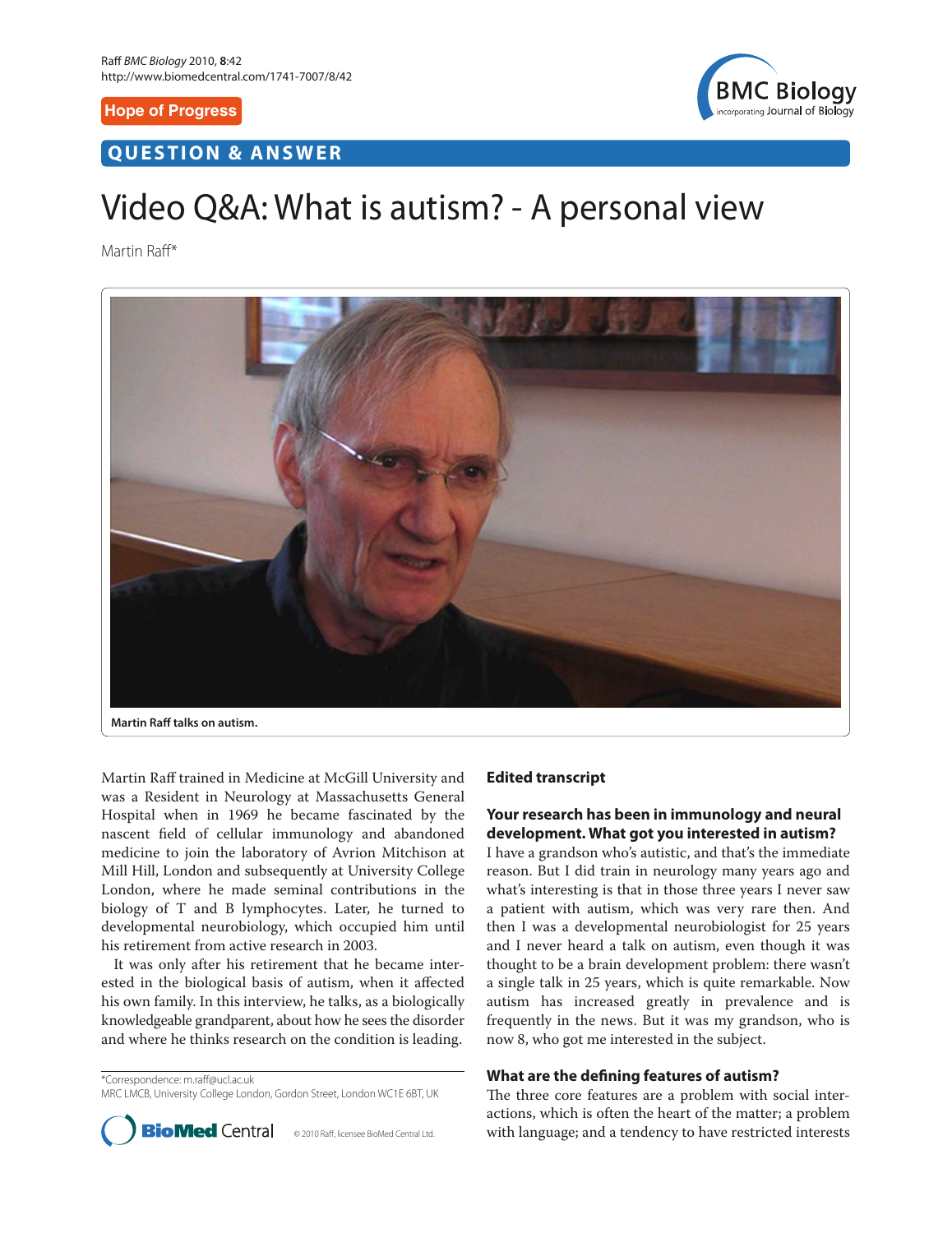Hope of Progress

QUESTION & ANSWER

# Video Q&A: What is autism? - A personal view

Martin Raff*

Martin Raff talks on autism.

Martin Raff trained in Medicine at McGill University and was a Resident in Neurology at Massachusetts General Hospital when in 1969 he became fascinated by the nascent field of cellular immunology and abandoned medicine to join the laboratory of Avrion Mitchison at Mill Hill, London and subsequently at University College London, where he made seminal contributions in the biology of T and B lymphocytes. Later, he turned to developmental neurobiology, which occupied him until his retirement from active research in 2003.

It was only after his retirement that he became interested in the biological basis of autism, when it affected his own family. In this interview, he talks, as a biologically knowledgeable grandparent, about how he sees the disorder and where he thinks research on the condition is leading.

*Correspondence: m.raff@ucl.ac.uk
MRC LMCB, University College London, Gordon Street, London WC1E 6BT, UK

© 2010 Raff; licensee BioMed Central Ltd.

## Edited transcript

### Your research has been in immunology and neural development. What got you interested in autism?

I have a grandson who's autistic, and that's the immediate reason. But I did train in neurology many years ago and what's interesting is that in those three years I never saw a patient with autism, which was very rare then. And then I was a developmental neurobiologist for 25 years and I never heard a talk on autism, even though it was thought to be a brain development problem: there wasn't a single talk in 25 years, which is quite remarkable. Now autism has increased greatly in prevalence and is frequently in the news. But it was my grandson, who is now 8, who got me interested in the subject.

### What are the defining features of autism?

The three core features are a problem with social interactions, which is often the heart of the matter; a problem with language; and a tendency to have restricted interests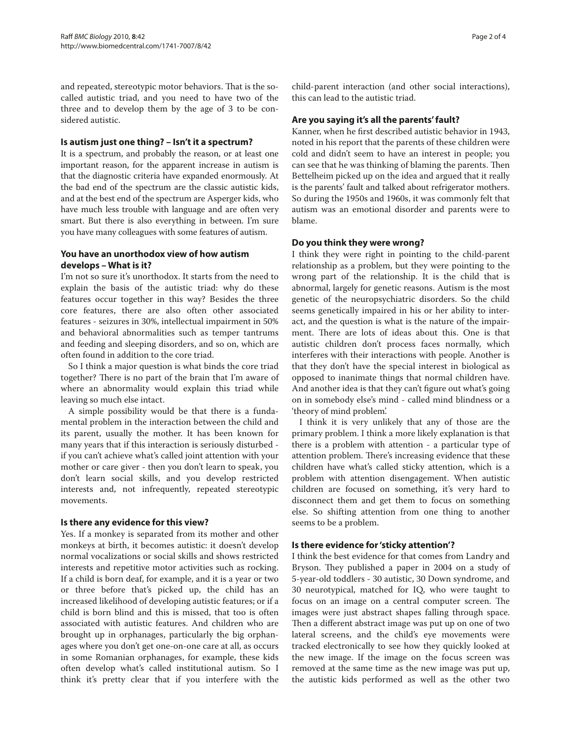and repeated, stereotypic motor behaviors. That is the so-called autistic triad, and you need to have two of the three and to develop them by the age of 3 to be considered autistic.

### Is autism just one thing? – Isn't it a spectrum?

It is a spectrum, and probably the reason, or at least one important reason, for the apparent increase in autism is that the diagnostic criteria have expanded enormously. At the bad end of the spectrum are the classic autistic kids, and at the best end of the spectrum are Asperger kids, who have much less trouble with language and are often very smart. But there is also everything in between. I'm sure you have many colleagues with some features of autism.

### You have an unorthodox view of how autism develops – What is it?

I'm not so sure it's unorthodox. It starts from the need to explain the basis of the autistic triad: why do these features occur together in this way? Besides the three core features, there are also often other associated features - seizures in 30%, intellectual impairment in 50% and behavioral abnormalities such as temper tantrums and feeding and sleeping disorders, and so on, which are often found in addition to the core triad.

So I think a major question is what binds the core triad together? There is no part of the brain that I'm aware of where an abnormality would explain this triad while leaving so much else intact.

A simple possibility would be that there is a fundamental problem in the interaction between the child and its parent, usually the mother. It has been known for many years that if this interaction is seriously disturbed - if you can't achieve what's called joint attention with your mother or care giver - then you don't learn to speak, you don't learn social skills, and you develop restricted interests and, not infrequently, repeated stereotypic movements.

### Is there any evidence for this view?

Yes. If a monkey is separated from its mother and other monkeys at birth, it becomes autistic: it doesn't develop normal vocalizations or social skills and shows restricted interests and repetitive motor activities such as rocking. If a child is born deaf, for example, and it is a year or two or three before that's picked up, the child has an increased likelihood of developing autistic features; or if a child is born blind and this is missed, that too is often associated with autistic features. And children who are brought up in orphanages, particularly the big orphanages where you don't get one-on-one care at all, as occurs in some Romanian orphanages, for example, these kids often develop what's called institutional autism. So I think it's pretty clear that if you interfere with the child-parent interaction (and other social interactions), this can lead to the autistic triad.

### Are you saying it's all the parents' fault?

Kanner, when he first described autistic behavior in 1943, noted in his report that the parents of these children were cold and didn't seem to have an interest in people; you can see that he was thinking of blaming the parents. Then Bettelheim picked up on the idea and argued that it really is the parents' fault and talked about refrigerator mothers. So during the 1950s and 1960s, it was commonly felt that autism was an emotional disorder and parents were to blame.

### Do you think they were wrong?

I think they were right in pointing to the child-parent relationship as a problem, but they were pointing to the wrong part of the relationship. It is the child that is abnormal, largely for genetic reasons. Autism is the most genetic of the neuropsychiatric disorders. So the child seems genetically impaired in his or her ability to interact, and the question is what is the nature of the impairment. There are lots of ideas about this. One is that autistic children don't process faces normally, which interferes with their interactions with people. Another is that they don't have the special interest in biological as opposed to inanimate things that normal children have. And another idea is that they can't figure out what's going on in somebody else's mind - called mind blindness or a 'theory of mind problem'.

I think it is very unlikely that any of those are the primary problem. I think a more likely explanation is that there is a problem with attention - a particular type of attention problem. There's increasing evidence that these children have what's called sticky attention, which is a problem with attention disengagement. When autistic children are focused on something, it's very hard to disconnect them and get them to focus on something else. So shifting attention from one thing to another seems to be a problem.

### Is there evidence for 'sticky attention'?

I think the best evidence for that comes from Landry and Bryson. They published a paper in 2004 on a study of 5-year-old toddlers - 30 autistic, 30 Down syndrome, and 30 neurotypical, matched for IQ, who were taught to focus on an image on a central computer screen. The images were just abstract shapes falling through space. Then a different abstract image was put up on one of two lateral screens, and the child's eye movements were tracked electronically to see how they quickly looked at the new image. If the image on the focus screen was removed at the same time as the new image was put up, the autistic kids performed as well as the other two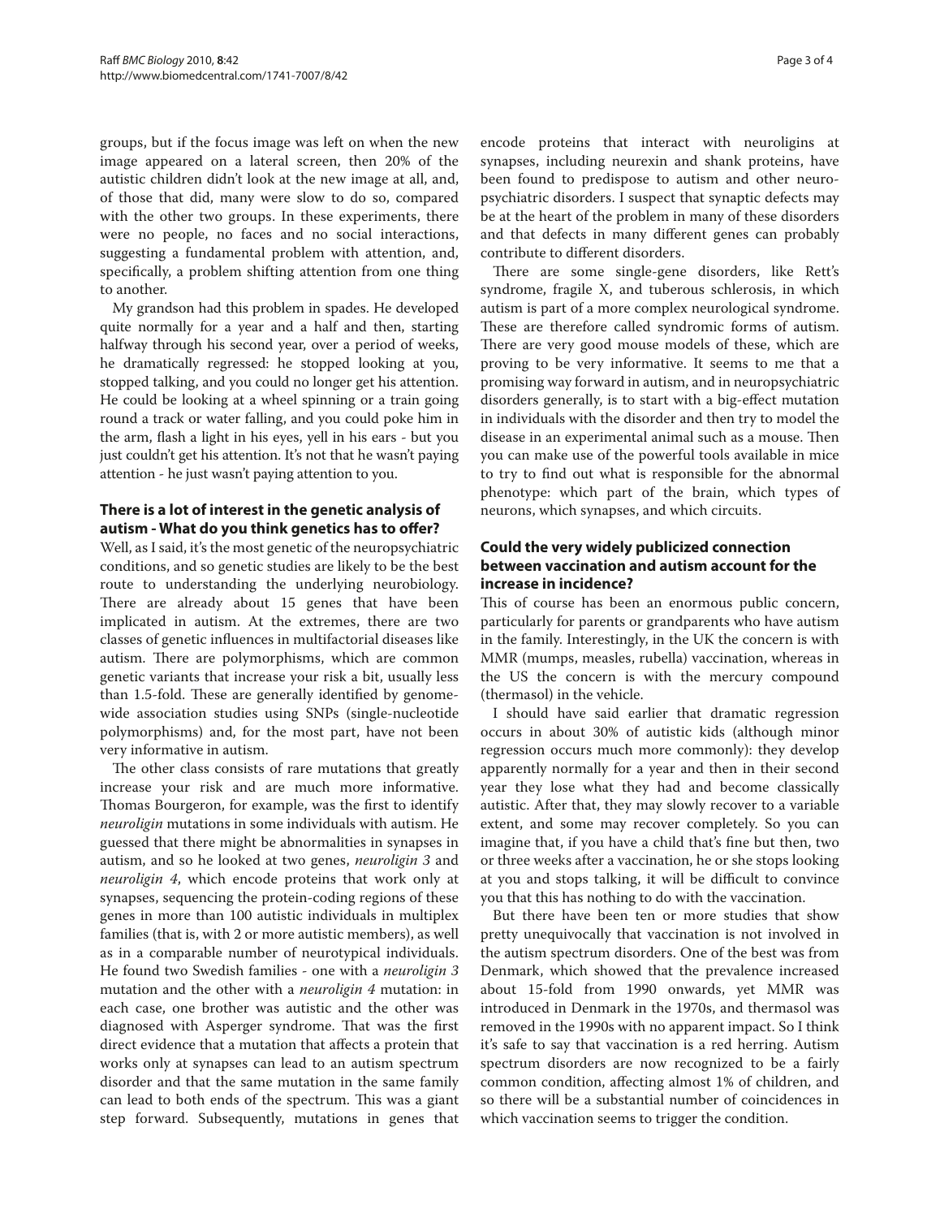groups, but if the focus image was left on when the new image appeared on a lateral screen, then 20% of the autistic children didn't look at the new image at all, and, of those that did, many were slow to do so, compared with the other two groups. In these experiments, there were no people, no faces and no social interactions, suggesting a fundamental problem with attention, and, specifically, a problem shifting attention from one thing to another.

My grandson had this problem in spades. He developed quite normally for a year and a half and then, starting halfway through his second year, over a period of weeks, he dramatically regressed: he stopped looking at you, stopped talking, and you could no longer get his attention. He could be looking at a wheel spinning or a train going round a track or water falling, and you could poke him in the arm, flash a light in his eyes, yell in his ears - but you just couldn't get his attention. It's not that he wasn't paying attention - he just wasn't paying attention to you.

### There is a lot of interest in the genetic analysis of autism - What do you think genetics has to offer?

Well, as I said, it's the most genetic of the neuropsychiatric conditions, and so genetic studies are likely to be the best route to understanding the underlying neurobiology. There are already about 15 genes that have been implicated in autism. At the extremes, there are two classes of genetic influences in multifactorial diseases like autism. There are polymorphisms, which are common genetic variants that increase your risk a bit, usually less than 1.5-fold. These are generally identified by genome-wide association studies using SNPs (single-nucleotide polymorphisms) and, for the most part, have not been very informative in autism.

The other class consists of rare mutations that greatly increase your risk and are much more informative. Thomas Bourgeron, for example, was the first to identify *neuroligin* mutations in some individuals with autism. He guessed that there might be abnormalities in synapses in autism, and so he looked at two genes, *neuroligin 3* and *neuroligin 4*, which encode proteins that work only at synapses, sequencing the protein-coding regions of these genes in more than 100 autistic individuals in multiplex families (that is, with 2 or more autistic members), as well as in a comparable number of neurotypical individuals. He found two Swedish families - one with a *neuroligin 3* mutation and the other with a *neuroligin 4* mutation: in each case, one brother was autistic and the other was diagnosed with Asperger syndrome. That was the first direct evidence that a mutation that affects a protein that works only at synapses can lead to an autism spectrum disorder and that the same mutation in the same family can lead to both ends of the spectrum. This was a giant step forward. Subsequently, mutations in genes that encode proteins that interact with neuroligins at synapses, including neurexin and shank proteins, have been found to predispose to autism and other neuropsychiatric disorders. I suspect that synaptic defects may be at the heart of the problem in many of these disorders and that defects in many different genes can probably contribute to different disorders.

There are some single-gene disorders, like Rett's syndrome, fragile X, and tuberous schlerosis, in which autism is part of a more complex neurological syndrome. These are therefore called syndromic forms of autism. There are very good mouse models of these, which are proving to be very informative. It seems to me that a promising way forward in autism, and in neuropsychiatric disorders generally, is to start with a big-effect mutation in individuals with the disorder and then try to model the disease in an experimental animal such as a mouse. Then you can make use of the powerful tools available in mice to try to find out what is responsible for the abnormal phenotype: which part of the brain, which types of neurons, which synapses, and which circuits.

### Could the very widely publicized connection between vaccination and autism account for the increase in incidence?

This of course has been an enormous public concern, particularly for parents or grandparents who have autism in the family. Interestingly, in the UK the concern is with MMR (mumps, measles, rubella) vaccination, whereas in the US the concern is with the mercury compound (thermasol) in the vehicle.

I should have said earlier that dramatic regression occurs in about 30% of autistic kids (although minor regression occurs much more commonly): they develop apparently normally for a year and then in their second year they lose what they had and become classically autistic. After that, they may slowly recover to a variable extent, and some may recover completely. So you can imagine that, if you have a child that's fine but then, two or three weeks after a vaccination, he or she stops looking at you and stops talking, it will be difficult to convince you that this has nothing to do with the vaccination.

But there have been ten or more studies that show pretty unequivocally that vaccination is not involved in the autism spectrum disorders. One of the best was from Denmark, which showed that the prevalence increased about 15-fold from 1990 onwards, yet MMR was introduced in Denmark in the 1970s, and thermasol was removed in the 1990s with no apparent impact. So I think it's safe to say that vaccination is a red herring. Autism spectrum disorders are now recognized to be a fairly common condition, affecting almost 1% of children, and so there will be a substantial number of coincidences in which vaccination seems to trigger the condition.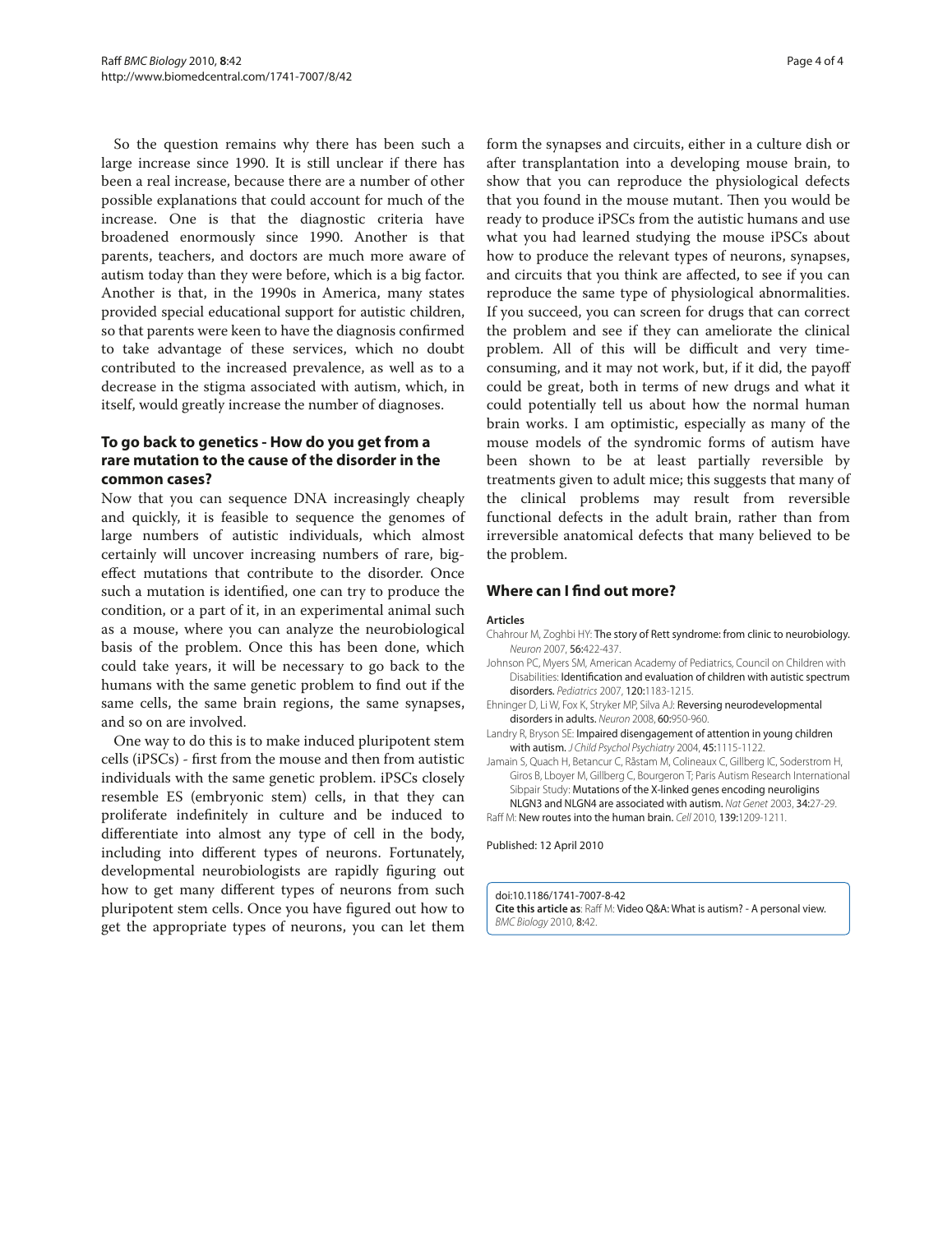So the question remains why there has been such a large increase since 1990. It is still unclear if there has been a real increase, because there are a number of other possible explanations that could account for much of the increase. One is that the diagnostic criteria have broadened enormously since 1990. Another is that parents, teachers, and doctors are much more aware of autism today than they were before, which is a big factor. Another is that, in the 1990s in America, many states provided special educational support for autistic children, so that parents were keen to have the diagnosis confirmed to take advantage of these services, which no doubt contributed to the increased prevalence, as well as to a decrease in the stigma associated with autism, which, in itself, would greatly increase the number of diagnoses.

### To go back to genetics - How do you get from a rare mutation to the cause of the disorder in the common cases?

Now that you can sequence DNA increasingly cheaply and quickly, it is feasible to sequence the genomes of large numbers of autistic individuals, which almost certainly will uncover increasing numbers of rare, big-effect mutations that contribute to the disorder. Once such a mutation is identified, one can try to produce the condition, or a part of it, in an experimental animal such as a mouse, where you can analyze the neurobiological basis of the problem. Once this has been done, which could take years, it will be necessary to go back to the humans with the same genetic problem to find out if the same cells, the same brain regions, the same synapses, and so on are involved.

One way to do this is to make induced pluripotent stem cells (iPSCs) - first from the mouse and then from autistic individuals with the same genetic problem. iPSCs closely resemble ES (embryonic stem) cells, in that they can proliferate indefinitely in culture and be induced to differentiate into almost any type of cell in the body, including into different types of neurons. Fortunately, developmental neurobiologists are rapidly figuring out how to get many different types of neurons from such pluripotent stem cells. Once you have figured out how to get the appropriate types of neurons, you can let them form the synapses and circuits, either in a culture dish or after transplantation into a developing mouse brain, to show that you can reproduce the physiological defects that you found in the mouse mutant. Then you would be ready to produce iPSCs from the autistic humans and use what you had learned studying the mouse iPSCs about how to produce the relevant types of neurons, synapses, and circuits that you think are affected, to see if you can reproduce the same type of physiological abnormalities. If you succeed, you can screen for drugs that can correct the problem and see if they can ameliorate the clinical problem. All of this will be difficult and very time-consuming, and it may not work, but, if it did, the payoff could be great, both in terms of new drugs and what it could potentially tell us about how the normal human brain works. I am optimistic, especially as many of the mouse models of the syndromic forms of autism have been shown to be at least partially reversible by treatments given to adult mice; this suggests that many of the clinical problems may result from reversible functional defects in the adult brain, rather than from irreversible anatomical defects that many believed to be the problem.

### Where can I find out more?

**Articles**

Chahrour M, Zoghbi HY: The story of Rett syndrome: from clinic to neurobiology. *Neuron* 2007, **56**:422-437.

Johnson PC, Myers SM, American Academy of Pediatrics, Council on Children with Disabilities: Identification and evaluation of children with autistic spectrum disorders. *Pediatrics* 2007, **120**:1183-1215.

Ehninger D, Li W, Fox K, Stryker MP, Silva AJ: Reversing neurodevelopmental disorders in adults. *Neuron* 2008, **60**:950-960.

Landry R, Bryson SE: Impaired disengagement of attention in young children with autism. *J Child Psychol Psychiatry* 2004, **45**:1115-1122.

Jamain S, Quach H, Betancur C, Råstam M, Colineaux C, Gillberg IC, Soderstrom H, Giros B, Lboyer M, Gillberg C, Bourgeron T; Paris Autism Research International Sibpair Study: Mutations of the X-linked genes encoding neuroligins NLGN3 and NLGN4 are associated with autism. *Nat Genet* 2003, **34**:27-29.

Raff M: New routes into the human brain. *Cell* 2010, **139**:1209-1211.

Published: 12 April 2010

doi:10.1186/1741-7007-8-42
**Cite this article as**: Raff M: Video Q&A: What is autism? - A personal view. *BMC Biology* 2010, **8**:42.